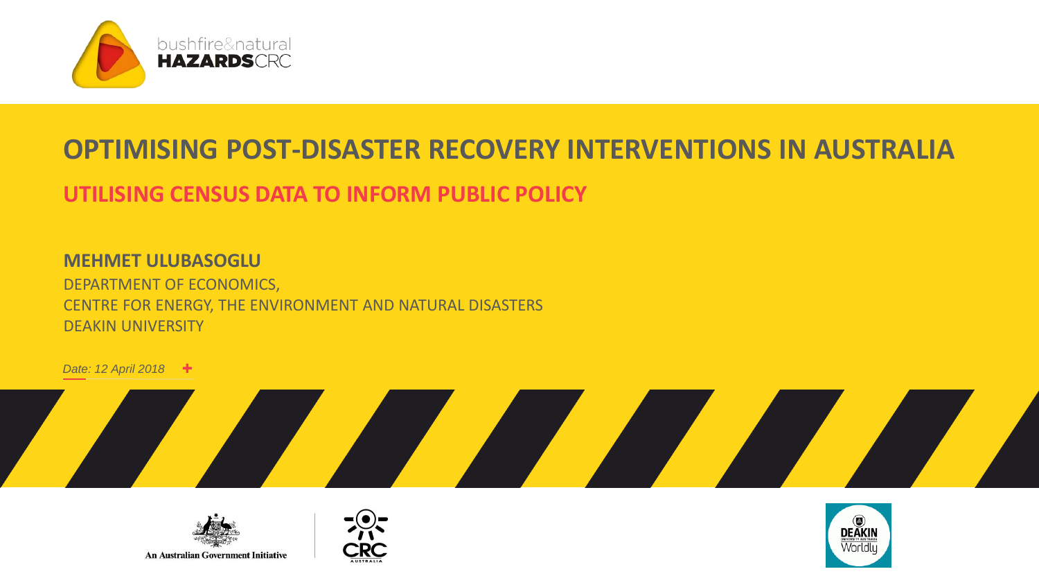bushfire&natural **HAZARDS**CRC

# OPTIMISING POST-DISASTER RECOVERY INTERVENTIONS IN AUSTRALIA

## UTILISING CENSUS DATA TO INFORM PUBLIC POLICY

**MEHMET ULUBASOGLU**

DEPARTMENT OF ECONOMICS,
CENTRE FOR ENERGY, THE ENVIRONMENT AND NATURAL DISASTERS
DEAKIN UNIVERSITY

*Date: 12 April 2018*

An Australian Government Initiative

CRC AUSTRALIA

DEAKIN UNIVERSITY AUSTRALIA Worldly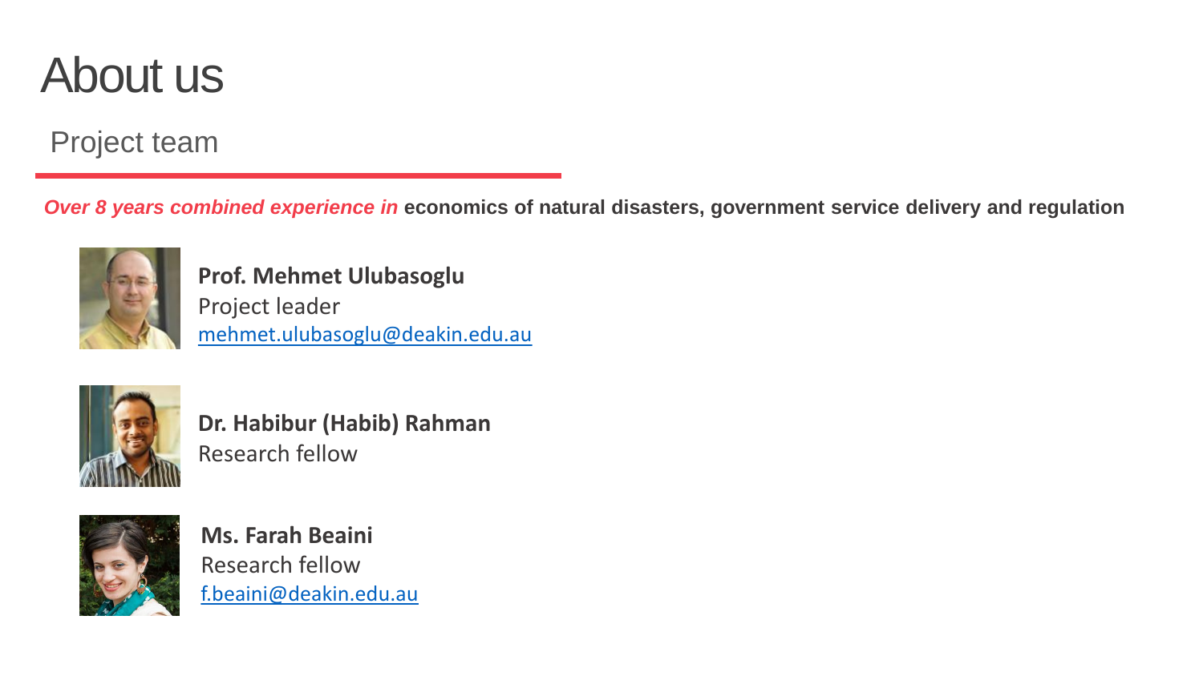# About us

## Project team

***Over 8 years combined experience in*** **economics of natural disasters, government service delivery and regulation**

**Prof. Mehmet Ulubasoglu**
Project leader
mehmet.ulubasoglu@deakin.edu.au

**Dr. Habibur (Habib) Rahman**
Research fellow

**Ms. Farah Beaini**
Research fellow
f.beaini@deakin.edu.au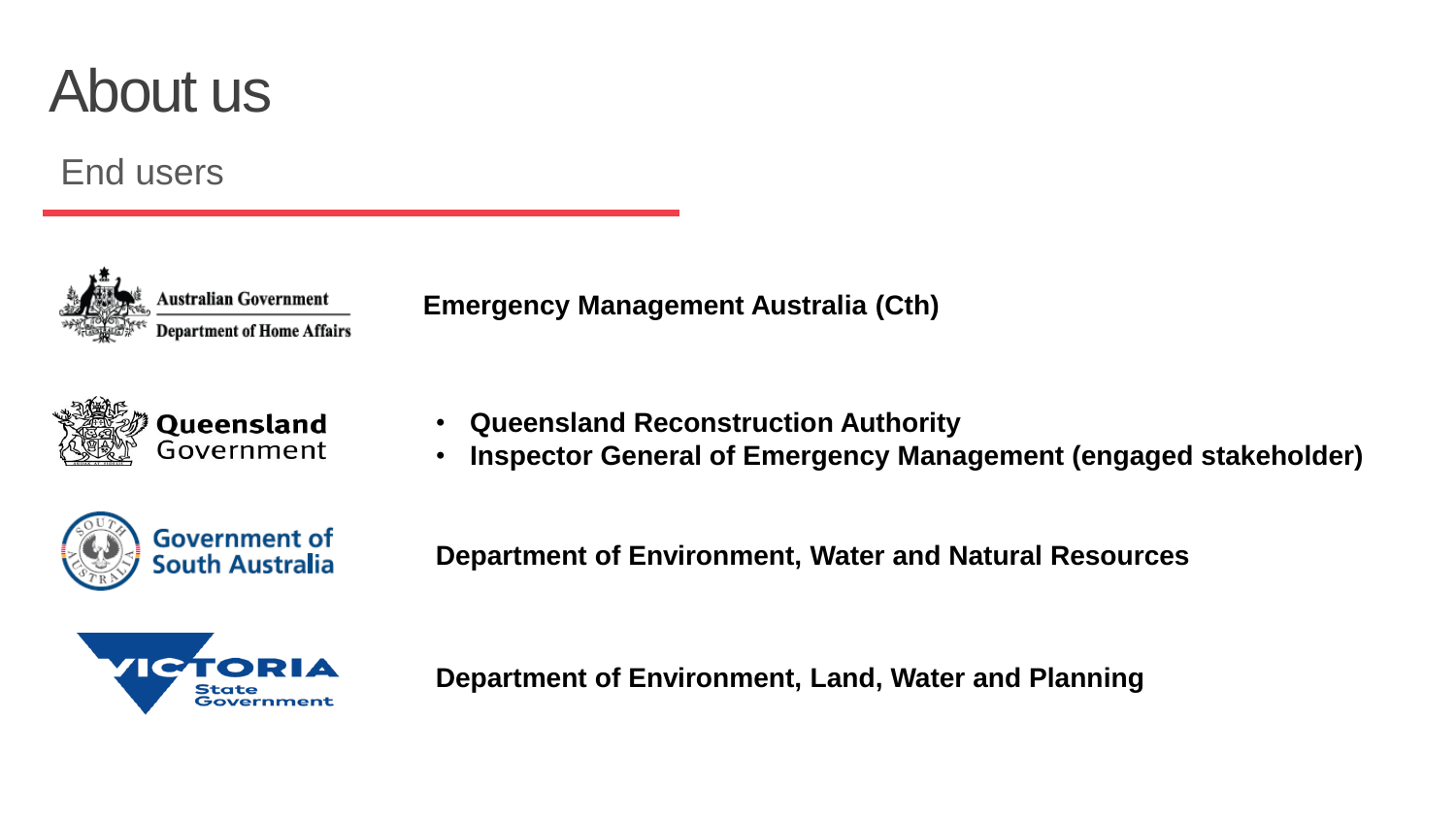# About us

## End users

Australian Government
Department of Home Affairs

**Emergency Management Australia (Cth)**

Queensland Government

- **Queensland Reconstruction Authority**
- **Inspector General of Emergency Management (engaged stakeholder)**

Government of South Australia

**Department of Environment, Water and Natural Resources**

VICTORIA State Government

**Department of Environment, Land, Water and Planning**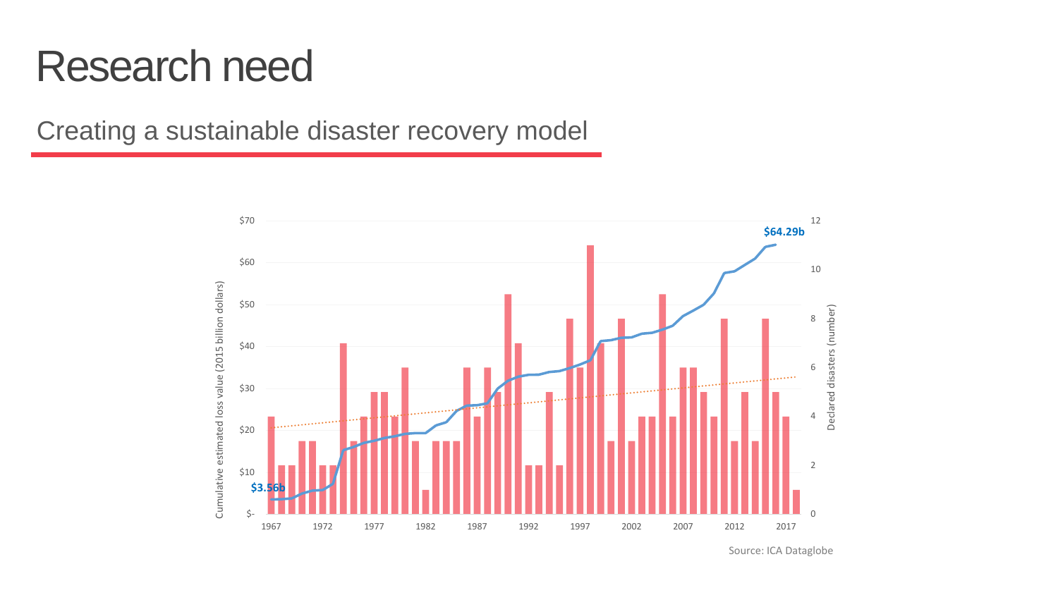# Research need

## Creating a sustainable disaster recovery model

Cumulative estimated loss value (2015 billion dollars)

$70
$60
$50
$40
$30
$20
$10
$-

Declared disasters (number)

12
10
8
6
4
2
0

1967 1972 1977 1982 1987 1992 1997 2002 2007 2012 2017

$3.56b

$64.29b

Source: ICA Dataglobe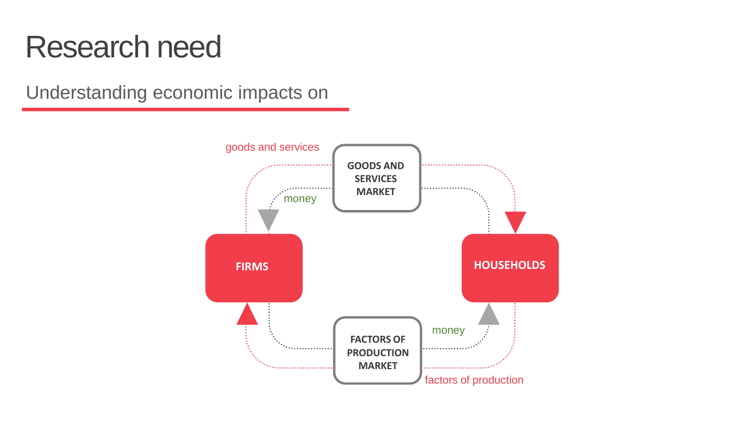# Research need

## Understanding economic impacts on

goods and services

GOODS AND SERVICES MARKET

money

FIRMS

HOUSEHOLDS

money

FACTORS OF PRODUCTION MARKET

factors of production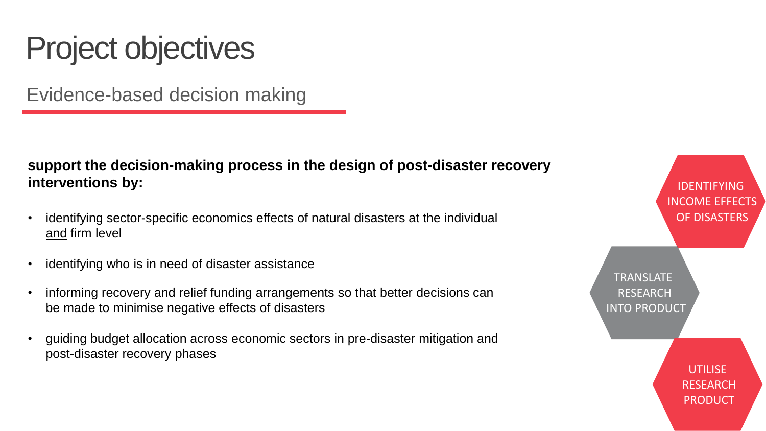# Project objectives

## Evidence-based decision making

**support the decision-making process in the design of post-disaster recovery interventions by:**

- identifying sector-specific economics effects of natural disasters at the individual <u>and</u> firm level
- identifying who is in need of disaster assistance
- informing recovery and relief funding arrangements so that better decisions can be made to minimise negative effects of disasters
- guiding budget allocation across economic sectors in pre-disaster mitigation and post-disaster recovery phases

IDENTIFYING INCOME EFFECTS OF DISASTERS

TRANSLATE RESEARCH INTO PRODUCT

UTILISE RESEARCH PRODUCT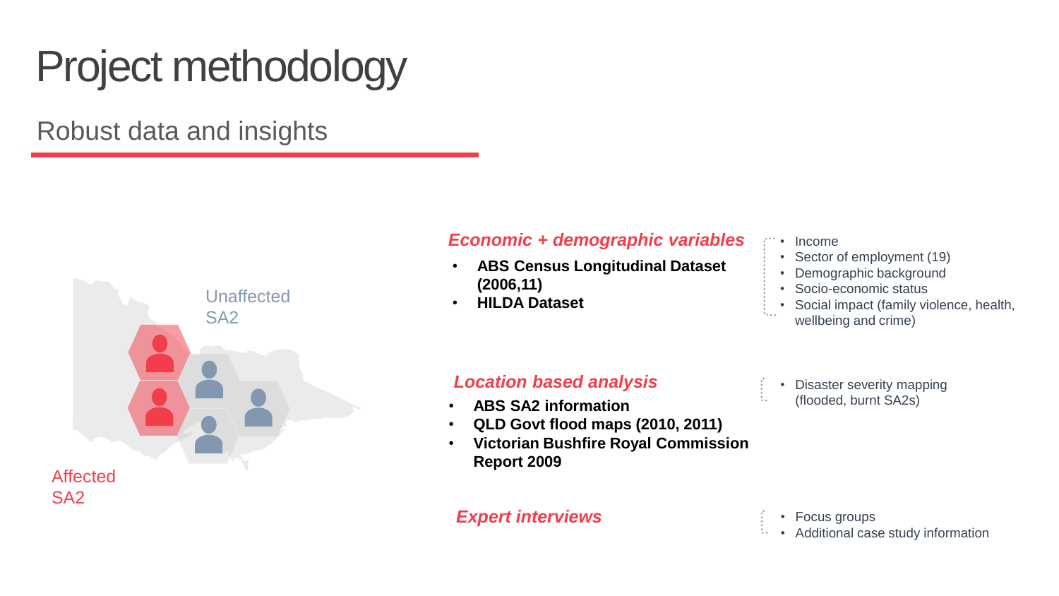# Project methodology

## Robust data and insights

Unaffected SA2

Affected SA2

### *Economic + demographic variables*

- **ABS Census Longitudinal Dataset (2006,11)**
- **HILDA Dataset**

- Income
- Sector of employment (19)
- Demographic background
- Socio-economic status
- Social impact (family violence, health, wellbeing and crime)

### *Location based analysis*

- **ABS SA2 information**
- **QLD Govt flood maps (2010, 2011)**
- **Victorian Bushfire Royal Commission Report 2009**

- Disaster severity mapping (flooded, burnt SA2s)

### *Expert interviews*

- Focus groups
- Additional case study information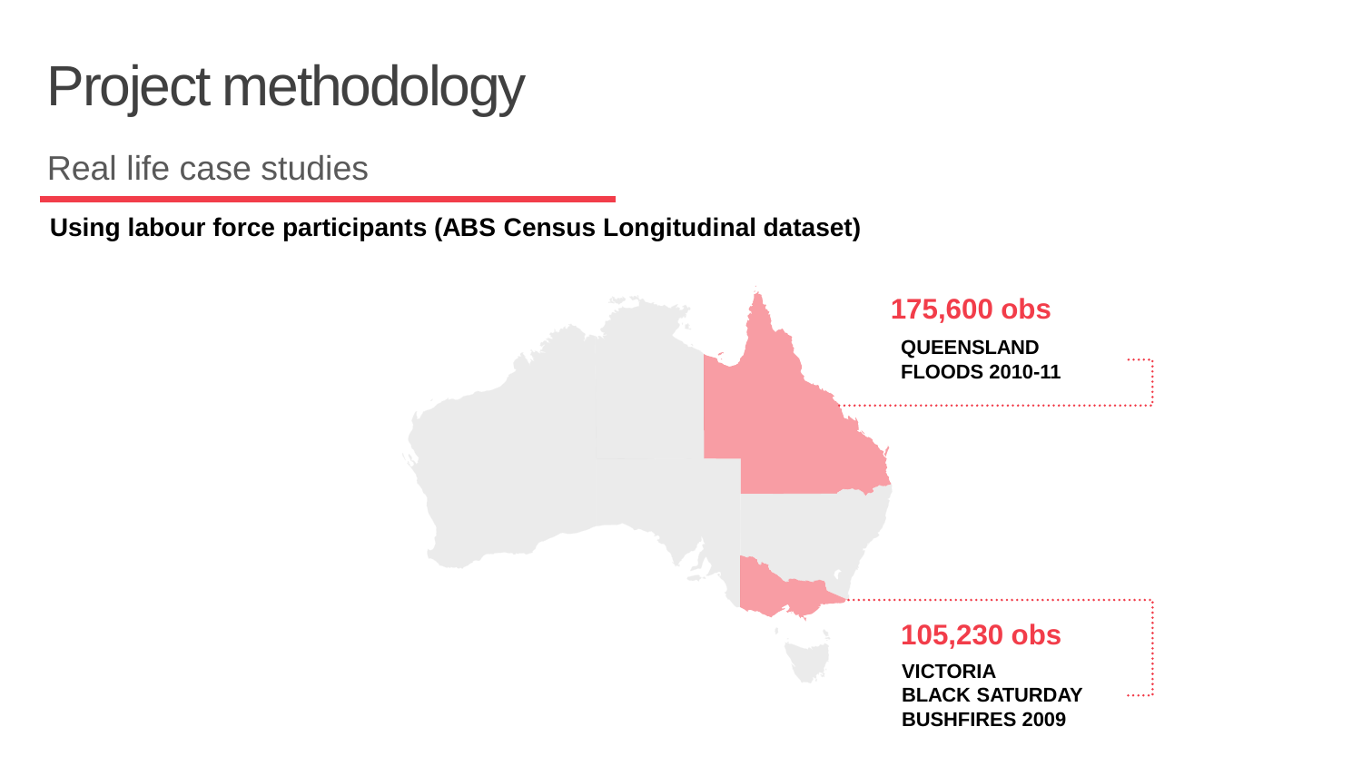# Project methodology

## Real life case studies

**Using labour force participants (ABS Census Longitudinal dataset)**

**175,600 obs**

**QUEENSLAND FLOODS 2010-11**

**105,230 obs**

**VICTORIA BLACK SATURDAY BUSHFIRES 2009**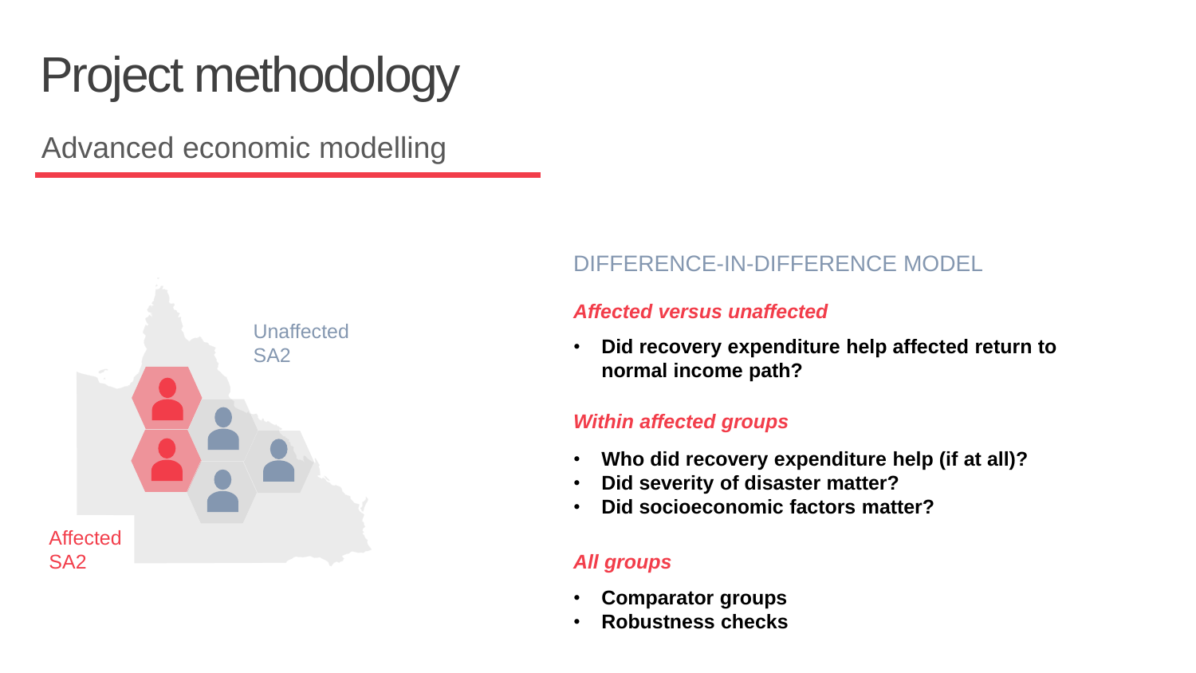# Project methodology

## Advanced economic modelling

Unaffected SA2

Affected SA2

### DIFFERENCE-IN-DIFFERENCE MODEL

***Affected versus unaffected***

- **Did recovery expenditure help affected return to normal income path?**

***Within affected groups***

- **Who did recovery expenditure help (if at all)?**
- **Did severity of disaster matter?**
- **Did socioeconomic factors matter?**

***All groups***

- **Comparator groups**
- **Robustness checks**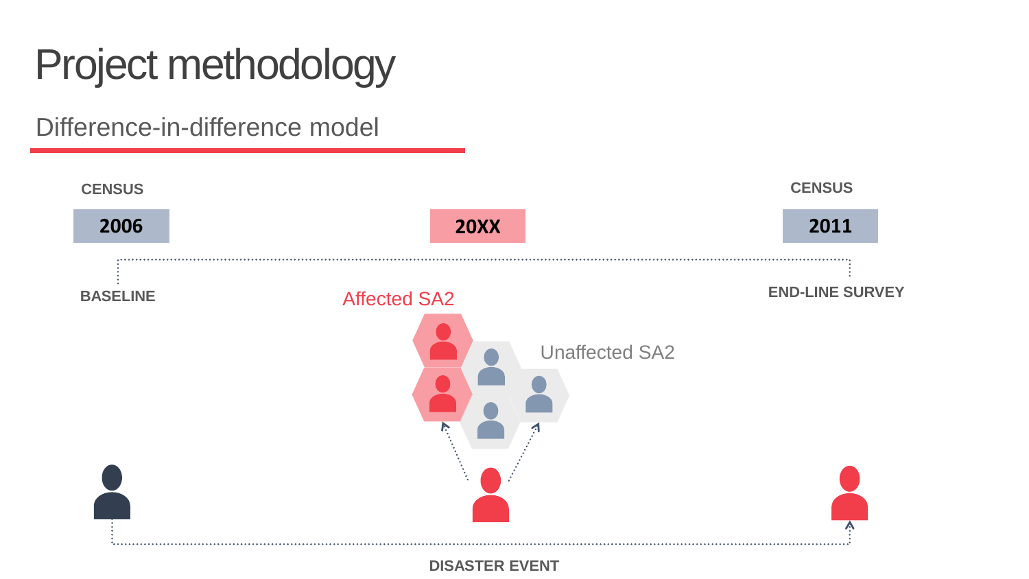# Project methodology

## Difference-in-difference model

CENSUS

2006

20XX

CENSUS

2011

BASELINE

Affected SA2

Unaffected SA2

END-LINE SURVEY

DISASTER EVENT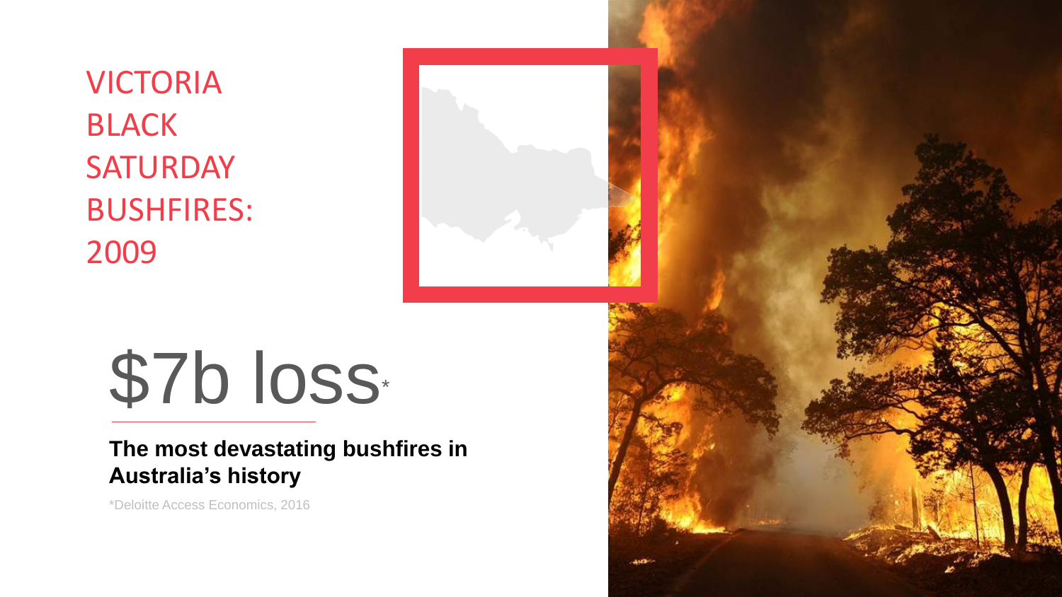# VICTORIA BLACK SATURDAY BUSHFIRES: 2009

$7b loss*

**The most devastating bushfires in Australia's history**

*Deloitte Access Economics, 2016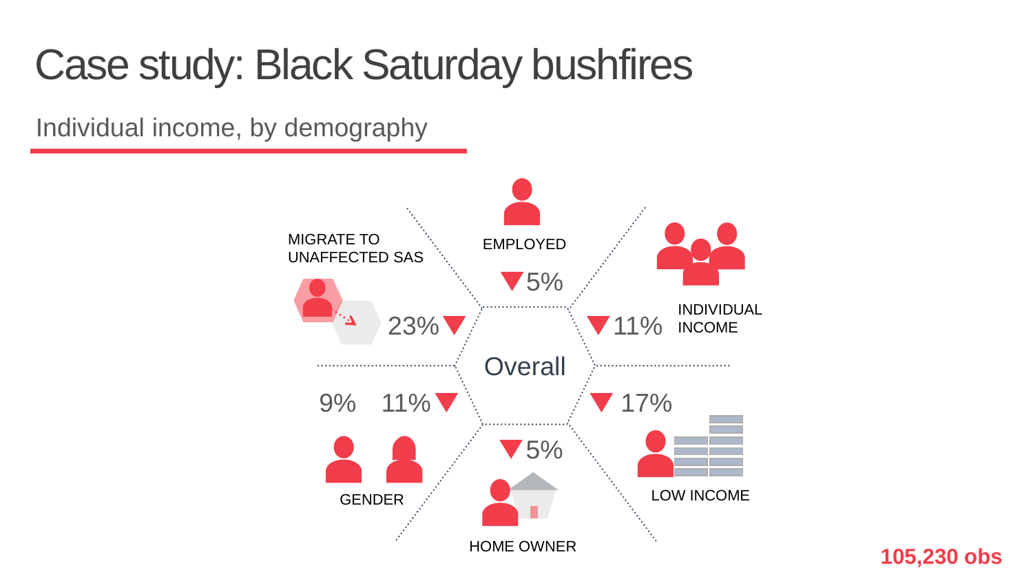# Case study: Black Saturday bushfires

## Individual income, by demography

EMPLOYED

▼5%

INDIVIDUAL INCOME

▼11%

LOW INCOME

▼17%

HOME OWNER

▼5%

GENDER

9% 11%▼

MIGRATE TO UNAFFECTED SAS

23%▼

Overall

**105,230 obs**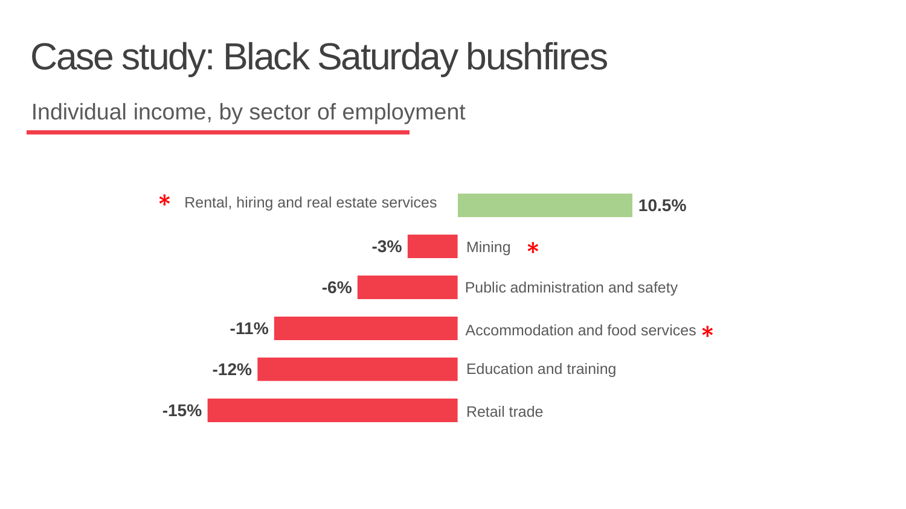# Case study: Black Saturday bushfires

## Individual income, by sector of employment

\* Rental, hiring and real estate services 10.5%

-3% Mining *

-6% Public administration and safety

-11% Accommodation and food services *

-12% Education and training

-15% Retail trade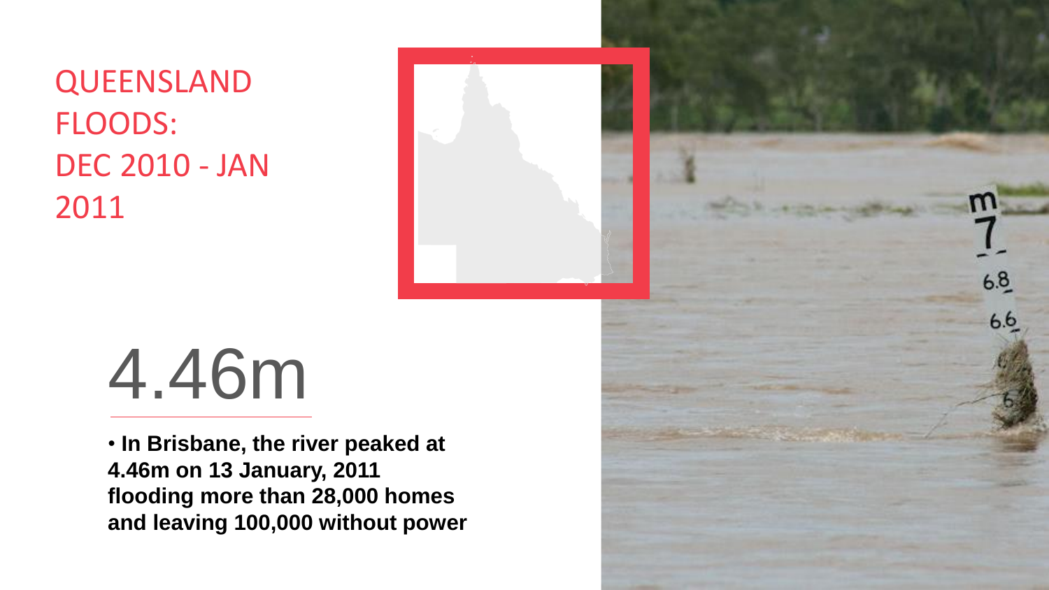# QUEENSLAND FLOODS: DEC 2010 - JAN 2011

4.46m

- **In Brisbane, the river peaked at 4.46m on 13 January, 2011 flooding more than 28,000 homes and leaving 100,000 without power**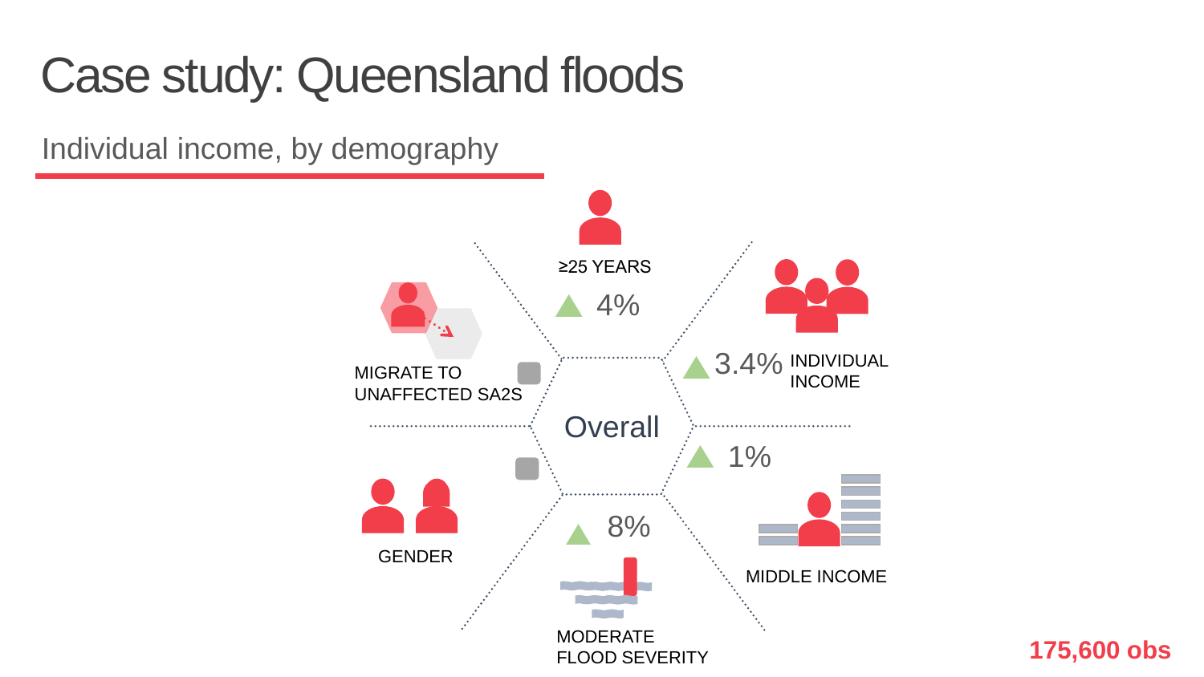# Case study: Queensland floods

## Individual income, by demography

≥25 YEARS

4%

3.4% INDIVIDUAL INCOME

MIGRATE TO UNAFFECTED SA2S

Overall

1%

GENDER

8%

MIDDLE INCOME

MODERATE FLOOD SEVERITY

**175,600 obs**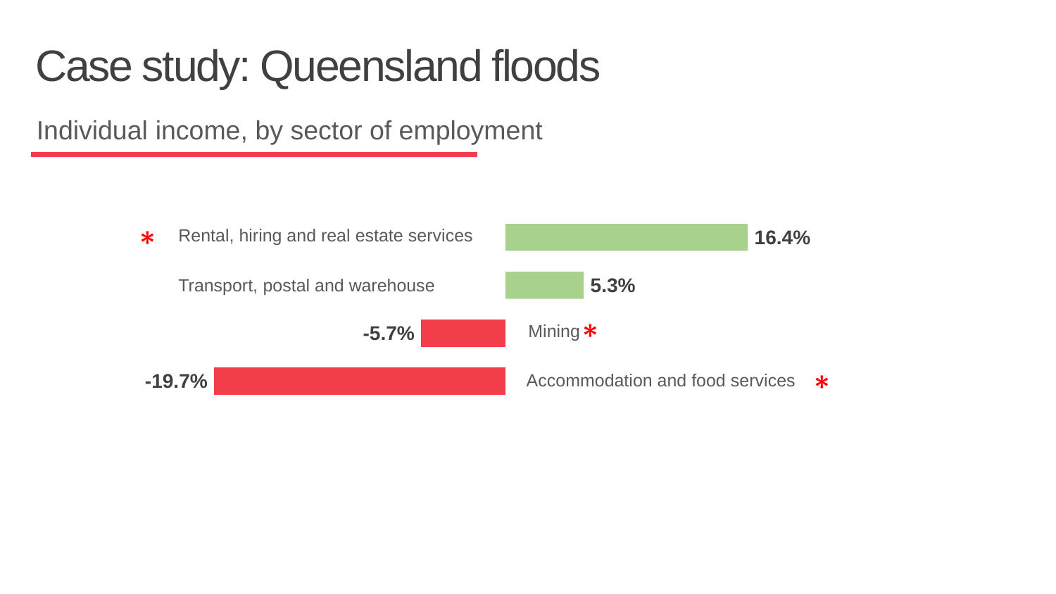# Case study: Queensland floods

## Individual income, by sector of employment

* Rental, hiring and real estate services 16.4%

Transport, postal and warehouse 5.3%

-5.7% Mining *

-19.7% Accommodation and food services *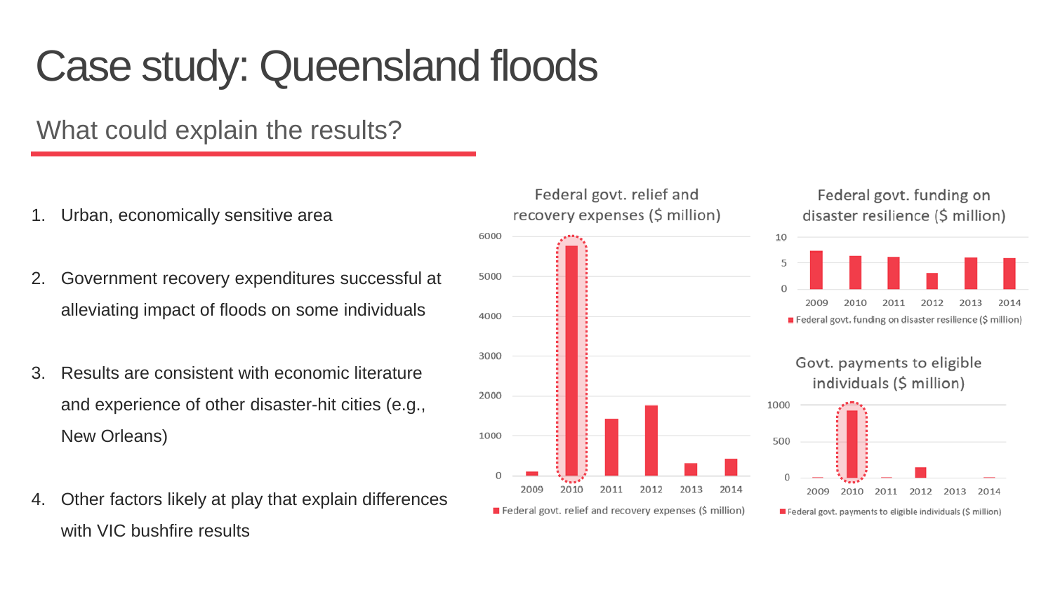# Case study: Queensland floods

## What could explain the results?

1. Urban, economically sensitive area
2. Government recovery expenditures successful at alleviating impact of floods on some individuals
3. Results are consistent with economic literature and experience of other disaster-hit cities (e.g., New Orleans)
4. Other factors likely at play that explain differences with VIC bushfire results

Federal govt. relief and recovery expenses ($ million)

6000
5000
4000
3000
2000
1000
0

2009 2010 2011 2012 2013 2014

Federal govt. relief and recovery expenses ($ million)

Federal govt. funding on disaster resilience ($ million)

10
5
0

2009 2010 2011 2012 2013 2014

Federal govt. funding on disaster resilience ($ million)

Govt. payments to eligible individuals ($ million)

1000
500
0

2009 2010 2011 2012 2013 2014

Federal govt. payments to eligible individuals ($ million)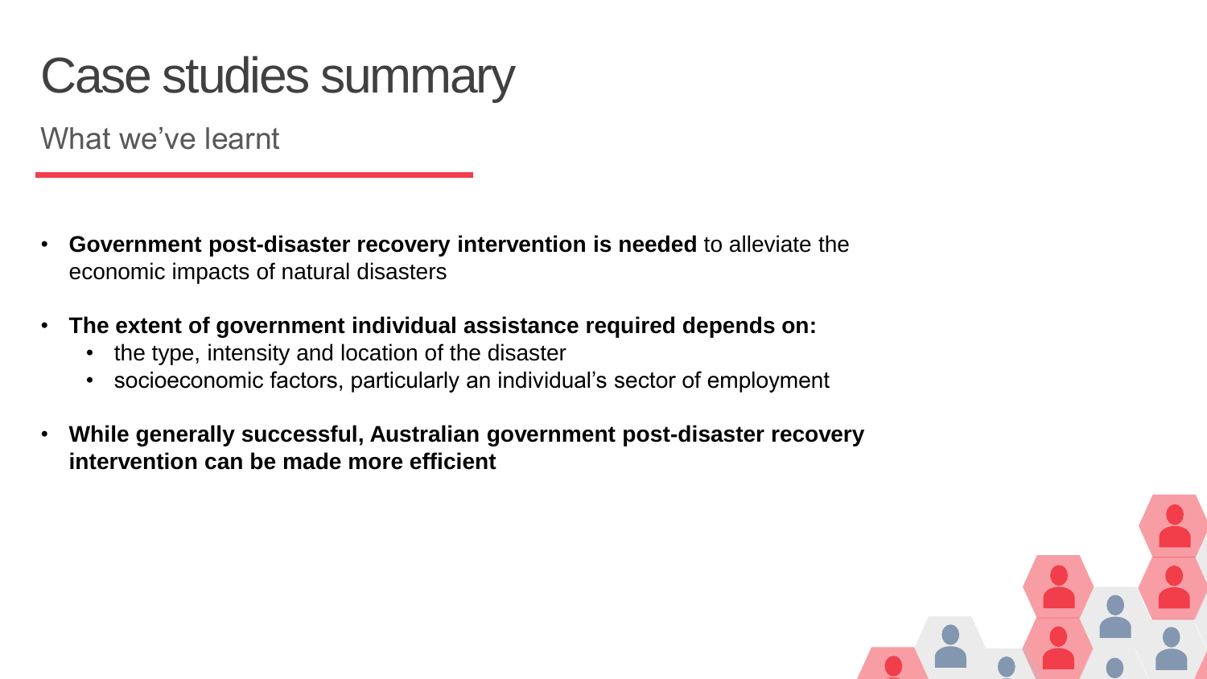# Case studies summary

## What we've learnt

- **Government post-disaster recovery intervention is needed** to alleviate the economic impacts of natural disasters
- **The extent of government individual assistance required depends on:**
  - the type, intensity and location of the disaster
  - socioeconomic factors, particularly an individual's sector of employment
- **While generally successful, Australian government post-disaster recovery intervention can be made more efficient**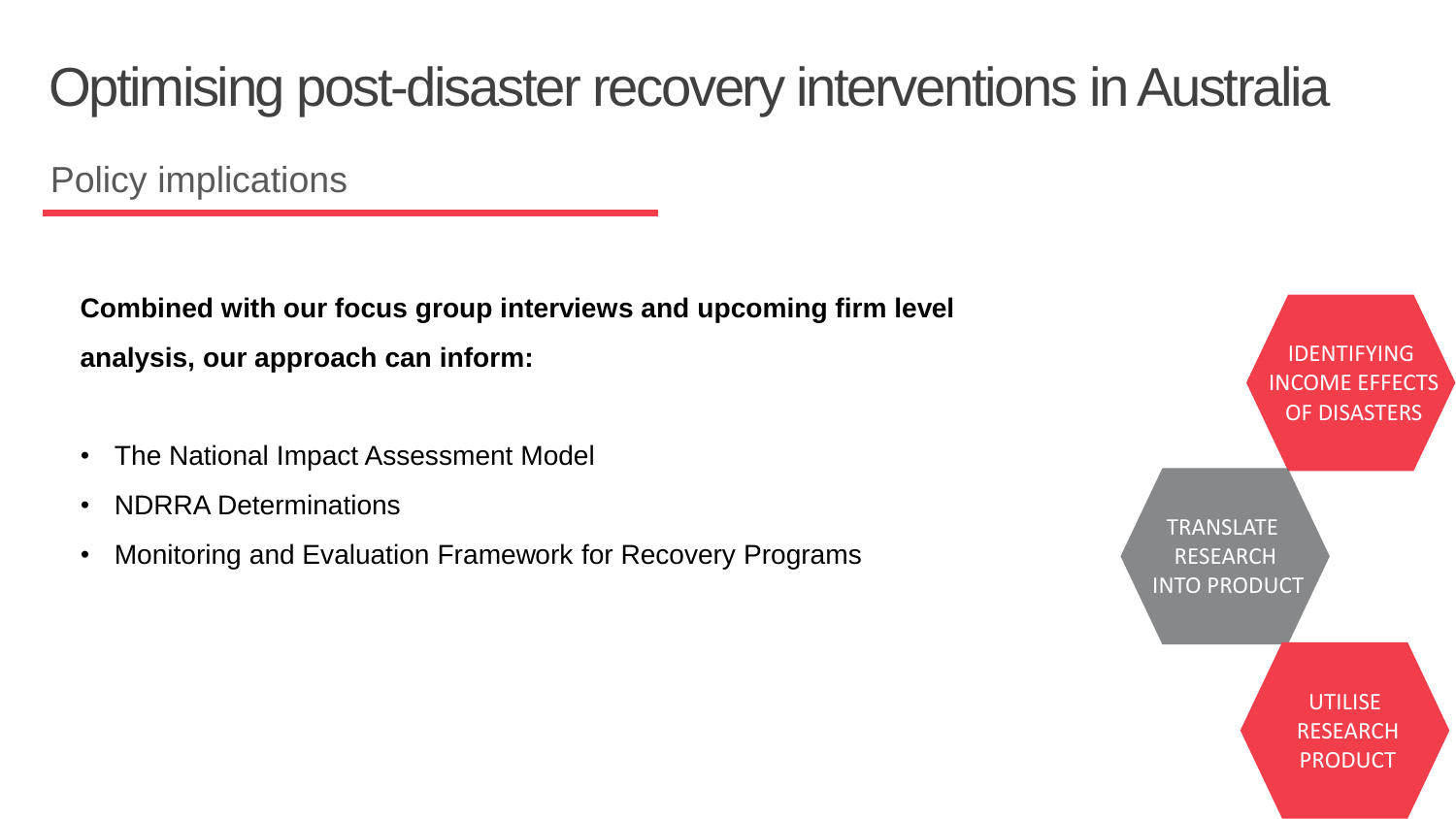# Optimising post-disaster recovery interventions in Australia

## Policy implications

**Combined with our focus group interviews and upcoming firm level analysis, our approach can inform:**

- The National Impact Assessment Model
- NDRRA Determinations
- Monitoring and Evaluation Framework for Recovery Programs

IDENTIFYING INCOME EFFECTS OF DISASTERS

TRANSLATE RESEARCH INTO PRODUCT

UTILISE RESEARCH PRODUCT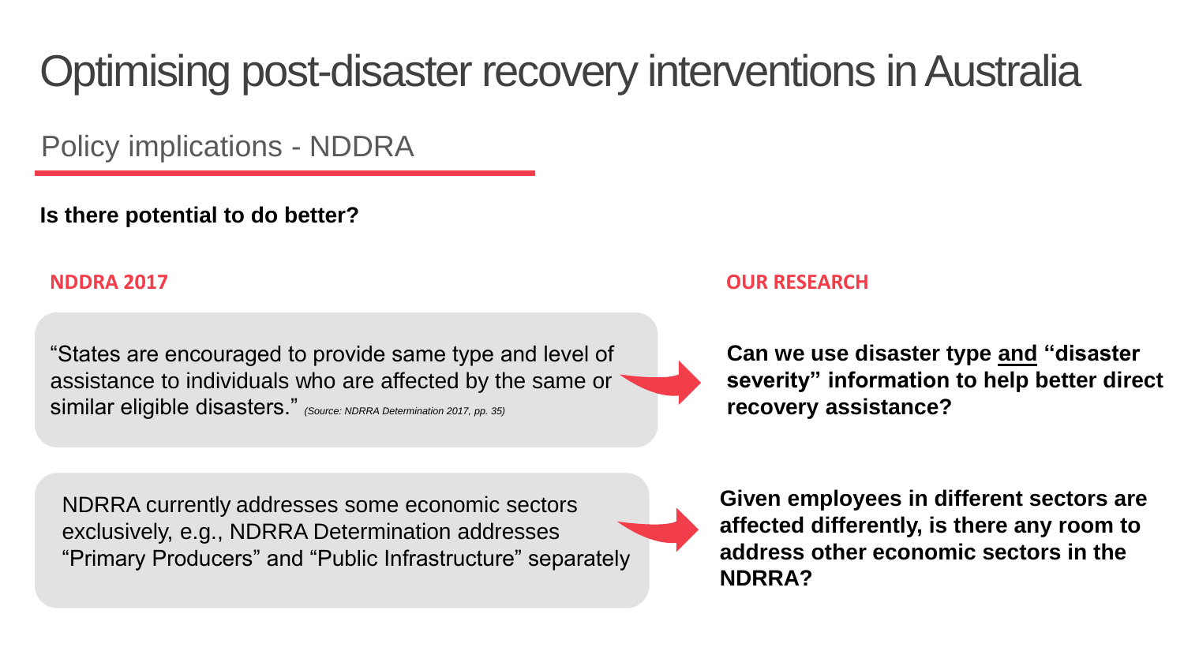# Optimising post-disaster recovery interventions in Australia

## Policy implications - NDDRA

**Is there potential to do better?**

### NDDRA 2017

"States are encouraged to provide same type and level of assistance to individuals who are affected by the same or similar eligible disasters." *(Source: NDRRA Determination 2017, pp. 35)*

NDRRA currently addresses some economic sectors exclusively, e.g., NDRRA Determination addresses "Primary Producers" and "Public Infrastructure" separately

### OUR RESEARCH

**Can we use disaster type and "disaster severity" information to help better direct recovery assistance?**

**Given employees in different sectors are affected differently, is there any room to address other economic sectors in the NDRRA?**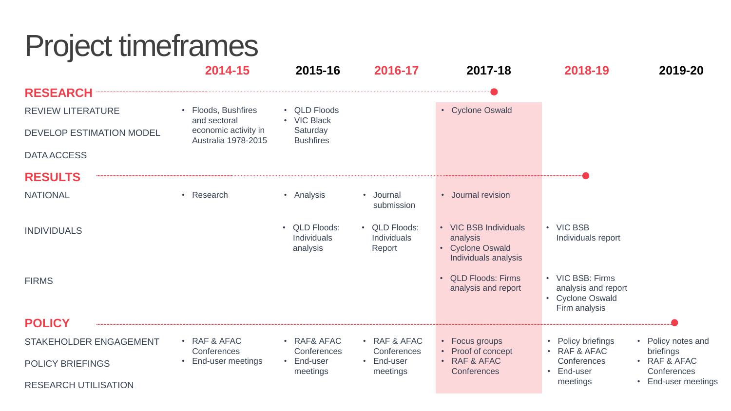# Project timeframes

| | 2014-15 | 2015-16 | 2016-17 | 2017-18 | 2018-19 | 2019-20 |
|---|---|---|---|---|---|---|
| **RESEARCH** | | | | | | |
| REVIEW LITERATURE<br>DEVELOP ESTIMATION MODEL<br>DATA ACCESS | • Floods, Bushfires and sectoral economic activity in Australia 1978-2015 | • QLD Floods<br>• VIC Black Saturday Bushfires | | • Cyclone Oswald | | |
| **RESULTS** | | | | | | |
| NATIONAL | • Research | • Analysis | • Journal submission | • Journal revision | | |
| INDIVIDUALS | | • QLD Floods: Individuals analysis | • QLD Floods: Individuals Report | • VIC BSB Individuals analysis<br>• Cyclone Oswald Individuals analysis | • VIC BSB Individuals report | |
| FIRMS | | | | • QLD Floods: Firms analysis and report | • VIC BSB: Firms analysis and report<br>• Cyclone Oswald Firm analysis | |
| **POLICY** | | | | | | |
| STAKEHOLDER ENGAGEMENT<br>POLICY BRIEFINGS<br>RESEARCH UTILISATION | • RAF & AFAC Conferences<br>• End-user meetings | • RAF& AFAC Conferences<br>• End-user meetings | • RAF & AFAC Conferences<br>• End-user meetings | • Focus groups<br>• Proof of concept<br>• RAF & AFAC Conferences | • Policy briefings<br>• RAF & AFAC Conferences<br>• End-user meetings | • Policy notes and briefings<br>• RAF & AFAC Conferences<br>• End-user meetings |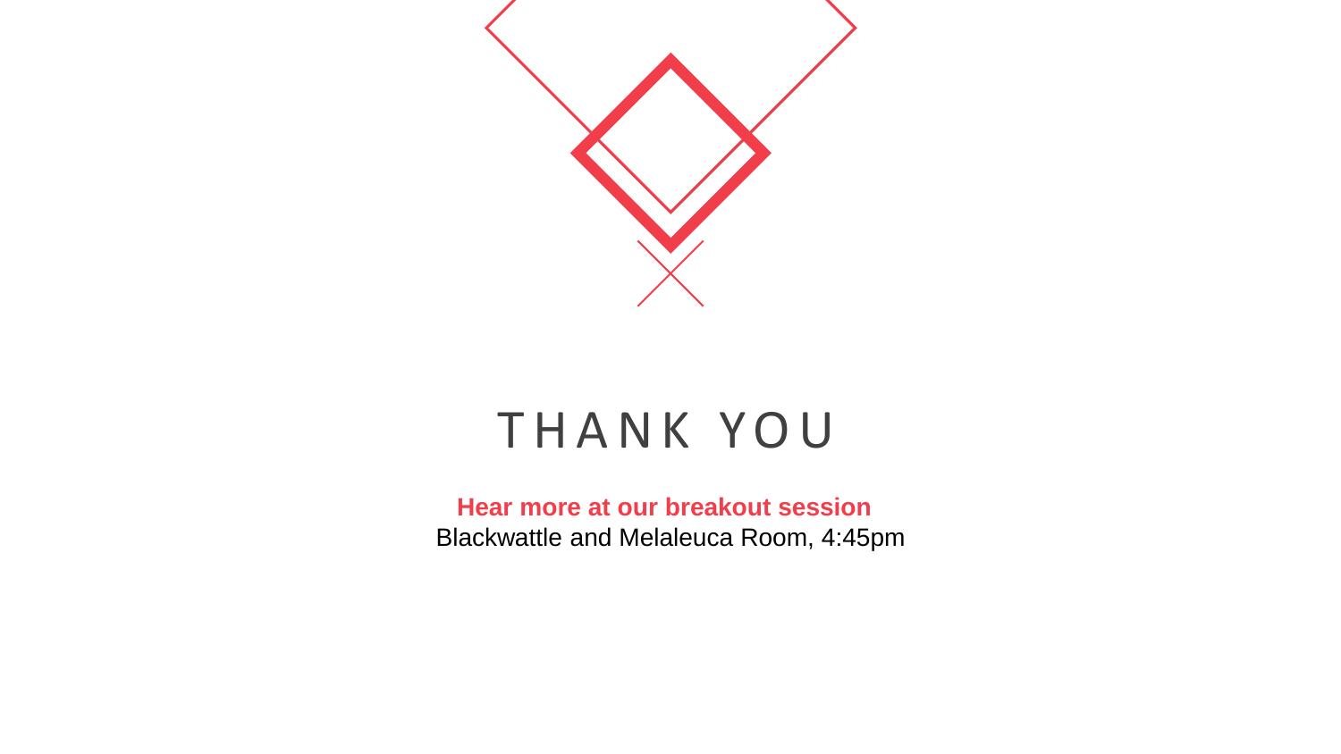# THANK YOU

**Hear more at our breakout session**

Blackwattle and Melaleuca Room, 4:45pm